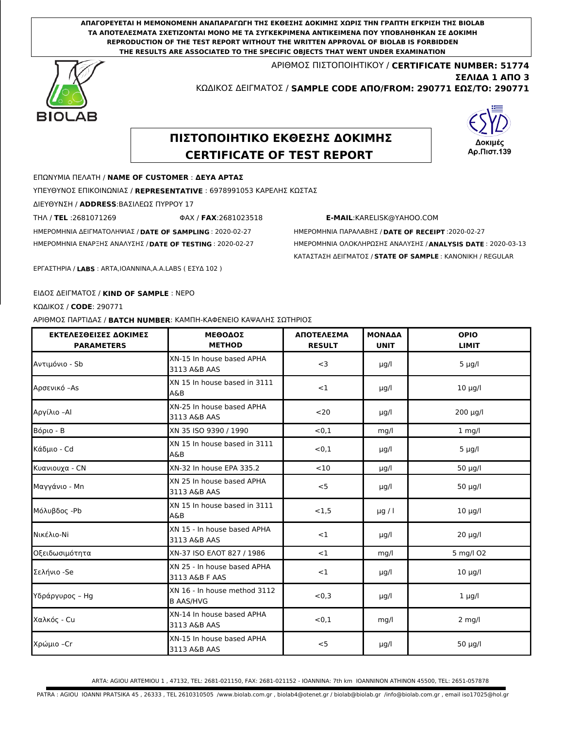**ΑΠΑΓΟΡΕΥΕΤΑΙ Η ΜΕΜΟΝΟΜΕΝΗ ΑΝΑΠΑΡΑΓΩΓΗ ΤΗΣ ΕΚΘΕΣΗΣ ΔΟΚΙΜΗΣ ΧΩΡΙΣ ΤΗΝ ΓΡΑΠΤΗ ΕΓΚΡΙΣΗ ΤΗΣ BIOLAB**
**ΤΑ ΑΠΟΤΕΛΕΣΜΑΤΑ ΣΧΕΤΙΖΟΝΤΑΙ ΜΟΝΟ ΜΕ ΤΑ ΣΥΓΚΕΚΡΙΜΕΝΑ ΑΝΤΙΚΕΙΜΕΝΑ ΠΟΥ ΥΠΟΒΛΗΘΗΚΑΝ ΣΕ ΔΟΚΙΜΗ**
**REPRODUCTION OF THE TEST REPORT WITHOUT THE WRITTEN APPROVAL OF BIOLAB IS FORBIDDEN**
**THE RESULTS ARE ASSOCIATED TO THE SPECIFIC OBJECTS THAT WENT UNDER EXAMINATION**

BIOLAB

ΑΡΙΘΜΟΣ ΠΙΣΤΟΠΟΙΗΤΙΚΟΥ / **CERTIFICATE NUMBER: 51774**

**ΣΕΛΙΔΑ 1 ΑΠΟ 3**

ΚΩΔΙΚΟΣ ΔΕΙΓΜΑΤΟΣ / **SAMPLE CODE ΑΠΟ/FROM: 290771 ΕΩΣ/TO: 290771**

# ΠΙΣΤΟΠΟΙΗΤΙΚΟ ΕΚΘΕΣΗΣ ΔΟΚΙΜΗΣ
# CERTIFICATE OF TEST REPORT

ΕΣΥΔ Δοκιμές Αρ.Πιστ.139

ΕΠΩΝΥΜΙΑ ΠΕΛΑΤΗ / **NAME OF CUSTOMER** : **ΔΕΥΑ ΑΡΤΑΣ**

ΥΠΕΥΘΥΝΟΣ ΕΠΙΚΟΙΝΩΝΙΑΣ / **REPRESENTATIVE** : 6978991053 ΚΑΡΕΛΗΣ ΚΩΣΤΑΣ

ΔΙΕΥΘΥΝΣΗ / **ADDRESS**:ΒΑΣΙΛΕΩΣ ΠΥΡΡΟΥ 17

ΤΗΛ / **TEL** :2681071269 ΦΑΧ / **FAX**:2681023518 **E-MAIL**:KARELISK@YAHOO.COM

ΗΜΕΡΟΜΗΝΙΑ ΔΕΙΓΜΑΤΟΛΗΨΙΑΣ / **DATE OF SAMPLING** : 2020-02-27

ΗΜΕΡΟΜΗΝΙΑ ΠΑΡΑΛΑΒΗΣ / **DATE OF RECEIPT** :2020-02-27

ΗΜΕΡΟΜΗΝΙΑ ΕΝΑΡΞΗΣ ΑΝΑΛΥΣΗΣ / **DATE OF TESTING** : 2020-02-27

ΗΜΕΡΟΜΗΝΙΑ ΟΛΟΚΛΗΡΩΣΗΣ ΑΝΑΛΥΣΗΣ / **ANALYSIS DATE** : 2020-03-13

ΚΑΤΑΣΤΑΣΗ ΔΕΙΓΜΑΤΟΣ / **STATE OF SAMPLE** : ΚΑΝΟΝΙΚΗ / REGULAR

ΕΡΓΑΣΤΗΡΙΑ / **LABS** : ARTA,IOANNINA,A.A.LABS ( ΕΣΥΔ 102 )

ΕΙΔΟΣ ΔΕΙΓΜΑΤΟΣ / **KIND OF SAMPLE** : ΝΕΡΟ

ΚΩΔΙΚΟΣ / **CODE**: 290771

ΑΡΙΘΜΟΣ ΠΑΡΤΙΔΑΣ / **BATCH NUMBER**: ΚΑΜΠΗ-ΚΑΦΕΝΕΙΟ ΚΑΨΑΛΗΣ ΣΩΤΗΡΙΟΣ

| ΕΚΤΕΛΕΣΘΕΙΣΕΣ ΔΟΚΙΜΕΣ PARAMETERS | ΜΕΘΟΔΟΣ METHOD | ΑΠΟΤΕΛΕΣΜΑ RESULT | ΜΟΝΑΔΑ UNIT | ΟΡΙΟ LIMIT |
|---|---|---|---|---|
| Αντιμόνιο - Sb | XN-15 In house based APHA 3113 A&B AAS | <3 | μg/l | 5 μg/l |
| Αρσενικό –As | XN 15 In house based in 3111 A&B | <1 | μg/l | 10 μg/l |
| Αργίλιο –Al | XN-25 In house based APHA 3113 A&B AAS | <20 | μg/l | 200 μg/l |
| Βόριο - B | XN 35 ISO 9390 / 1990 | <0,1 | mg/l | 1 mg/l |
| Κάδμιο - Cd | XN 15 In house based in 3111 A&B | <0,1 | μg/l | 5 μg/l |
| Κυανιουχα - CN | XN-32 In house EPA 335.2 | <10 | μg/l | 50 μg/l |
| Μαγγάνιο - Mn | XN 25 In house based APHA 3113 A&B AAS | <5 | μg/l | 50 μg/l |
| Μόλυβδος -Pb | XN 15 In house based in 3111 A&B | <1,5 | μg / l | 10 μg/l |
| Νικέλιο-Ni | XN 15 - In house based APHA 3113 A&B AAS | <1 | μg/l | 20 μg/l |
| Οξειδωσιμότητα | XN-37 ISO ΕΛΟΤ 827 / 1986 | <1 | mg/l | 5 mg/l O2 |
| Σελήνιο -Se | XN 25 - In house based APHA 3113 A&B F AAS | <1 | μg/l | 10 μg/l |
| Υδράργυρος – Hg | XN 16 - In house method 3112 B AAS/HVG | <0,3 | μg/l | 1 μg/l |
| Χαλκός - Cu | XN-14 In house based APHA 3113 A&B AAS | <0,1 | mg/l | 2 mg/l |
| Χρώμιο –Cr | XN-15 In house based APHA 3113 A&B AAS | <5 | μg/l | 50 μg/l |

ARTA: AGIOU ARTEMIOU 1 , 47132, TEL: 2681-021150, FAX: 2681-021152 - IOANNINA: 7th km IOANNINON ATHINON 45500, TEL: 2651-057878

PATRA : AGIOU IOANNI PRATSIKA 45 , 26333 , TEL 2610310505 /www.biolab.com.gr , biolab4@otenet.gr / biolab@biolab.gr /info@biolab.com.gr , email iso17025@hol.gr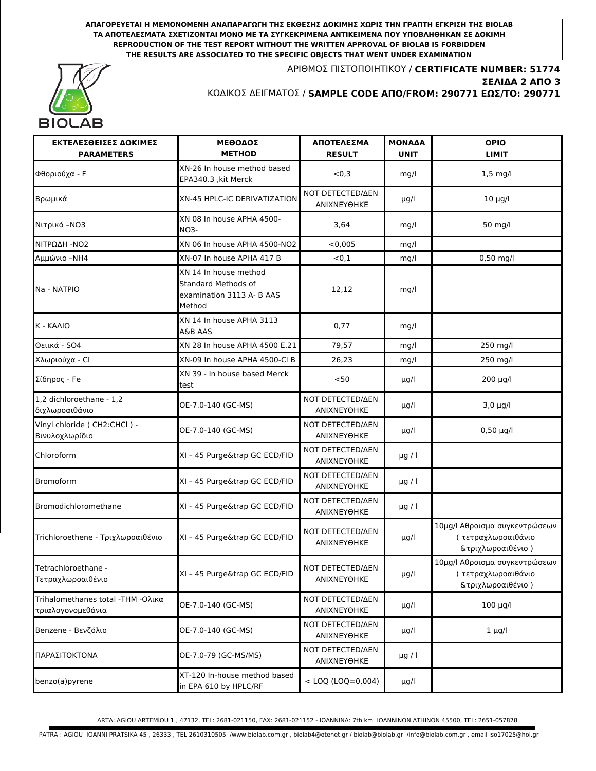ΑΠΑΓΟΡΕΥΕΤΑΙ Η ΜΕΜΟΝΟΜΕΝΗ ΑΝΑΠΑΡΑΓΩΓΗ ΤΗΣ ΕΚΘΕΣΗΣ ΔΟΚΙΜΗΣ ΧΩΡΙΣ ΤΗΝ ΓΡΑΠΤΗ ΕΓΚΡΙΣΗ ΤΗΣ BIOLAB
ΤΑ ΑΠΟΤΕΛΕΣΜΑΤΑ ΣΧΕΤΙΖΟΝΤΑΙ ΜΟΝΟ ΜΕ ΤΑ ΣΥΓΚΕΚΡΙΜΕΝΑ ΑΝΤΙΚΕΙΜΕΝΑ ΠΟΥ ΥΠΟΒΛΗΘΗΚΑΝ ΣΕ ΔΟΚΙΜΗ
REPRODUCTION OF THE TEST REPORT WITHOUT THE WRITTEN APPROVAL OF BIOLAB IS FORBIDDEN
THE RESULTS ARE ASSOCIATED TO THE SPECIFIC OBJECTS THAT WENT UNDER EXAMINATION

BIOLAB

ΑΡΙΘΜΟΣ ΠΙΣΤΟΠΟΙΗΤΙΚΟΥ / **CERTIFICATE NUMBER: 51774**

**ΣΕΛΙΔΑ 2 ΑΠΟ 3**

ΚΩΔΙΚΟΣ ΔΕΙΓΜΑΤΟΣ / **SAMPLE CODE ΑΠΟ/FROM: 290771 ΕΩΣ/TO: 290771**

| **ΕΚΤΕΛΕΣΘΕΙΣΕΣ ΔΟΚΙΜΕΣ PARAMETERS** | **ΜΕΘΟΔΟΣ METHOD** | **ΑΠΟΤΕΛΕΣΜΑ RESULT** | **ΜΟΝΑΔΑ UNIT** | **ΟΡΙΟ LIMIT** |
|---|---|---|---|---|
| Φθοριούχα - F | XN-26 In house method based EPA340.3 ,kit Merck | <0,3 | mg/l | 1,5 mg/l |
| Βρωμικά | XN-45 HPLC-IC DERIVATIZATION | NOT DETECTED/ΔΕΝ ΑΝΙΧΝΕΥΘΗΚΕ | μg/l | 10 μg/l |
| Νιτρικά –NO3 | XN 08 In house APHA 4500-NO3- | 3,64 | mg/l | 50 mg/l |
| ΝΙΤΡΩΔΗ -NO2 | XN 06 In house APHA 4500-NO2 | <0,005 | mg/l | |
| Αμμώνιο –NH4 | XN-07 In house APHA 417 B | <0,1 | mg/l | 0,50 mg/l |
| Na - ΝΑΤΡΙΟ | XN 14 In house method Standard Methods of examination 3113 A- B AAS Method | 12,12 | mg/l | |
| K - ΚΑΛΙΟ | XN 14 In house APHA 3113 A&B AAS | 0,77 | mg/l | |
| Θειικά - SO4 | XN 28 In house APHA 4500 E,21 | 79,57 | mg/l | 250 mg/l |
| Χλωριούχα - Cl | XN-09 In house APHA 4500-Cl B | 26,23 | mg/l | 250 mg/l |
| Σίδηρος - Fe | XN 39 - In house based Merck test | <50 | μg/l | 200 μg/l |
| 1,2 dichloroethane - 1,2 διχλωροαιθάνιο | OE-7.0-140 (GC-MS) | NOT DETECTED/ΔΕΝ ΑΝΙΧΝΕΥΘΗΚΕ | μg/l | 3,0 μg/l |
| Vinyl chloride ( CH2:CHCl ) - Βινυλοχλωρίδιο | OE-7.0-140 (GC-MS) | NOT DETECTED/ΔΕΝ ΑΝΙΧΝΕΥΘΗΚΕ | μg/l | 0,50 μg/l |
| Chloroform | XI – 45 Purge&trap GC ECD/FID | NOT DETECTED/ΔΕΝ ΑΝΙΧΝΕΥΘΗΚΕ | μg / l | |
| Bromoform | XI – 45 Purge&trap GC ECD/FID | NOT DETECTED/ΔΕΝ ΑΝΙΧΝΕΥΘΗΚΕ | μg / l | |
| Bromodichloromethane | XI – 45 Purge&trap GC ECD/FID | NOT DETECTED/ΔΕΝ ΑΝΙΧΝΕΥΘΗΚΕ | μg / l | |
| Trichloroethene - Τριχλωροαιθένιο | XI – 45 Purge&trap GC ECD/FID | NOT DETECTED/ΔΕΝ ΑΝΙΧΝΕΥΘΗΚΕ | μg/l | 10μg/l Αθροισμα συγκεντρώσεων ( τετραχλωροαιθάνιο &τριχλωροαιθένιο ) |
| Tetrachloroethane - Τετραχλωροαιθένιο | XI – 45 Purge&trap GC ECD/FID | NOT DETECTED/ΔΕΝ ΑΝΙΧΝΕΥΘΗΚΕ | μg/l | 10μg/l Αθροισμα συγκεντρώσεων ( τετραχλωροαιθάνιο &τριχλωροαιθένιο ) |
| Trihalomethanes total -THM -Ολικα τριαλογονομεθάνια | OE-7.0-140 (GC-MS) | NOT DETECTED/ΔΕΝ ΑΝΙΧΝΕΥΘΗΚΕ | μg/l | 100 μg/l |
| Benzene - Βενζόλιο | OE-7.0-140 (GC-MS) | NOT DETECTED/ΔΕΝ ΑΝΙΧΝΕΥΘΗΚΕ | μg/l | 1 μg/l |
| ΠΑΡΑΣΙΤΟΚΤΟΝΑ | OE-7.0-79 (GC-MS/MS) | NOT DETECTED/ΔΕΝ ΑΝΙΧΝΕΥΘΗΚΕ | μg / l | |
| benzo(a)pyrene | XT-120 In-house method based in EPA 610 by HPLC/RF | < LOQ (LOQ=0,004) | μg/l | |

ARTA: AGIOU ARTEMIOU 1 , 47132, TEL: 2681-021150, FAX: 2681-021152 - IOANNINA: 7th km IOANNINON ATHINON 45500, TEL: 2651-057878

PATRA : AGIOU IOANNI PRATSIKA 45 , 26333 , TEL 2610310505 /www.biolab.com.gr , biolab4@otenet.gr / biolab@biolab.gr /info@biolab.com.gr , email iso17025@hol.gr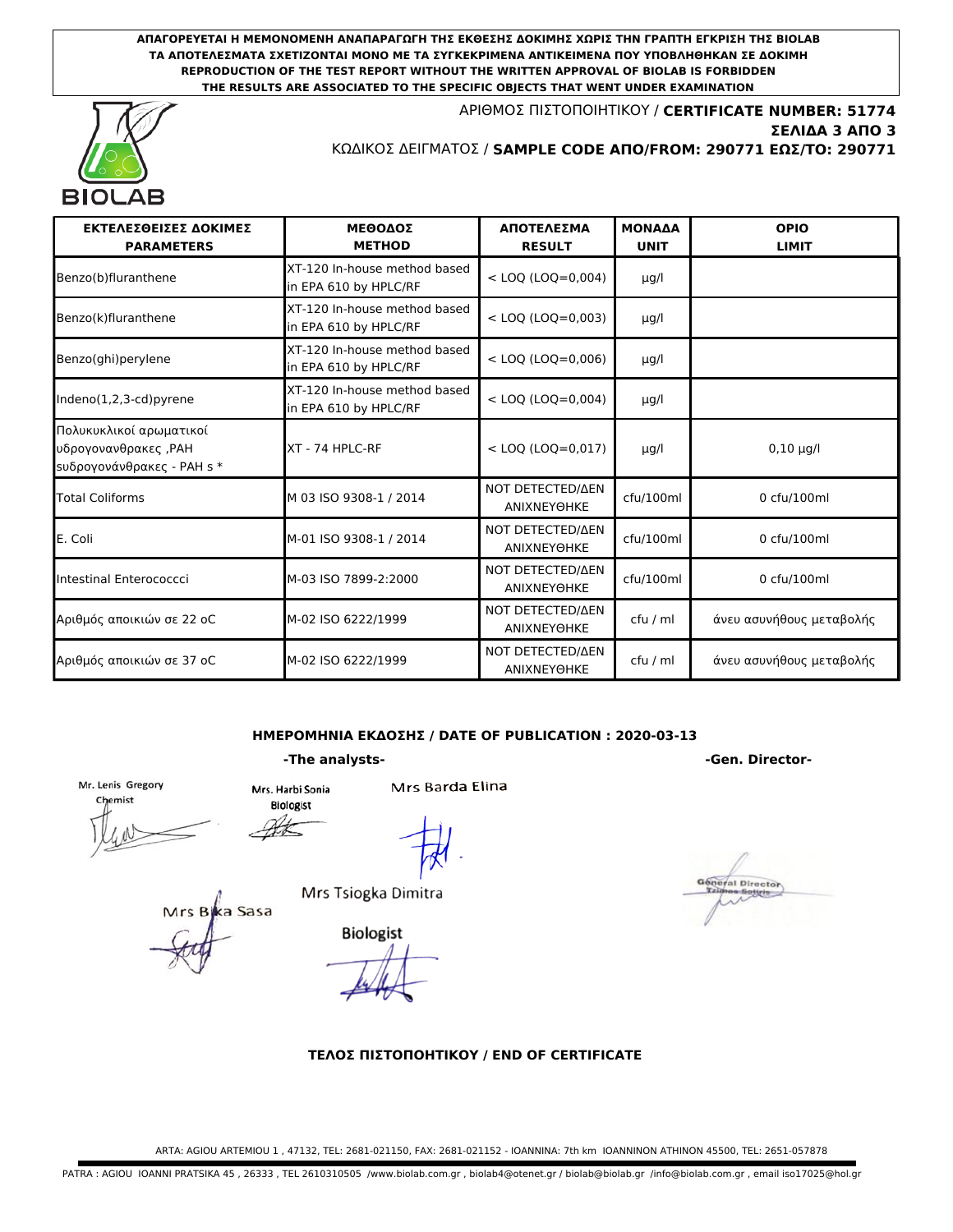**ΑΠΑΓΟΡΕΥΕΤΑΙ Η ΜΕΜΟΝΩΜΕΝΗ ΑΝΑΠΑΡΑΓΩΓΗ ΤΗΣ ΕΚΘΕΣΗΣ ΔΟΚΙΜΗΣ ΧΩΡΙΣ ΤΗΝ ΓΡΑΠΤΗ ΕΓΚΡΙΣΗ ΤΗΣ BIOLAB**
**ΤΑ ΑΠΟΤΕΛΕΣΜΑΤΑ ΣΧΕΤΙΖΟΝΤΑΙ ΜΟΝΟ ΜΕ ΤΑ ΣΥΓΚΕΚΡΙΜΕΝΑ ΑΝΤΙΚΕΙΜΕΝΑ ΠΟΥ ΥΠΟΒΛΗΘΗΚΑΝ ΣΕ ΔΟΚΙΜΗ**
**REPRODUCTION OF THE TEST REPORT WITHOUT THE WRITTEN APPROVAL OF BIOLAB IS FORBIDDEN**
**THE RESULTS ARE ASSOCIATED TO THE SPECIFIC OBJECTS THAT WENT UNDER EXAMINATION**

BIOLAB

ΑΡΙΘΜΟΣ ΠΙΣΤΟΠΟΙΗΤΙΚΟΥ / **CERTIFICATE NUMBER: 51774**

**ΣΕΛΙΔΑ 3 ΑΠΟ 3**

ΚΩΔΙΚΟΣ ΔΕΙΓΜΑΤΟΣ / **SAMPLE CODE ΑΠΟ/FROM: 290771 ΕΩΣ/TO: 290771**

| ΕΚΤΕΛΕΣΘΕΙΣΕΣ ΔΟΚΙΜΕΣ PARAMETERS | ΜΕΘΟΔΟΣ METHOD | ΑΠΟΤΕΛΕΣΜΑ RESULT | ΜΟΝΑΔΑ UNIT | ΟΡΙΟ LIMIT |
|---|---|---|---|---|
| Benzo(b)fluranthene | XT-120 In-house method based in EPA 610 by HPLC/RF | < LOQ (LOQ=0,004) | μg/l | |
| Benzo(k)fluranthene | XT-120 In-house method based in EPA 610 by HPLC/RF | < LOQ (LOQ=0,003) | μg/l | |
| Benzo(ghi)perylene | XT-120 In-house method based in EPA 610 by HPLC/RF | < LOQ (LOQ=0,006) | μg/l | |
| Indeno(1,2,3-cd)pyrene | XT-120 In-house method based in EPA 610 by HPLC/RF | < LOQ (LOQ=0,004) | μg/l | |
| Πολυκυκλικοί αρωματικοί υδρογονανθρακες ,PAH sυδρογονάνθρακες - PAH s * | XT - 74 HPLC-RF | < LOQ (LOQ=0,017) | μg/l | 0,10 μg/l |
| Total Coliforms | M 03 ISO 9308-1 / 2014 | NOT DETECTED/ΔΕΝ ΑΝΙΧΝΕΥΘΗΚΕ | cfu/100ml | 0 cfu/100ml |
| E. Coli | M-01 ISO 9308-1 / 2014 | NOT DETECTED/ΔΕΝ ΑΝΙΧΝΕΥΘΗΚΕ | cfu/100ml | 0 cfu/100ml |
| Intestinal Enterococcci | M-03 ISO 7899-2:2000 | NOT DETECTED/ΔΕΝ ΑΝΙΧΝΕΥΘΗΚΕ | cfu/100ml | 0 cfu/100ml |
| Αριθμός αποικιών σε 22 oC | M-02 ISO 6222/1999 | NOT DETECTED/ΔΕΝ ΑΝΙΧΝΕΥΘΗΚΕ | cfu / ml | άνευ ασυνήθους μεταβολής |
| Αριθμός αποικιών σε 37 oC | M-02 ISO 6222/1999 | NOT DETECTED/ΔΕΝ ΑΝΙΧΝΕΥΘΗΚΕ | cfu / ml | άνευ ασυνήθους μεταβολής |

**ΗΜΕΡΟΜΗΝΙΑ ΕΚΔΟΣΗΣ / DATE OF PUBLICATION : 2020-03-13**

**-The analysts-** **-Gen. Director-**

Mr. Lenis Gregory
Chemist

Mrs. Harbi Sonia
Biologist

Mrs Barda Elina

Mrs Bika Sasa

Mrs Tsiogka Dimitra
Biologist

General Director
Tzimas Sotiris

**ΤΕΛΟΣ ΠΙΣΤΟΠΟΙΗΤΙΚΟΥ / END OF CERTIFICATE**

ARTA: AGIOU ARTEMIOU 1 , 47132, TEL: 2681-021150, FAX: 2681-021152 - IOANNINA: 7th km IOANNINON ATHINON 45500, TEL: 2651-057878

PATRA : AGIOU IOANNI PRATSIKA 45 , 26333 , TEL 2610310505 /www.biolab.com.gr , biolab4@otenet.gr / biolab@biolab.gr /info@biolab.com.gr , email iso17025@hol.gr